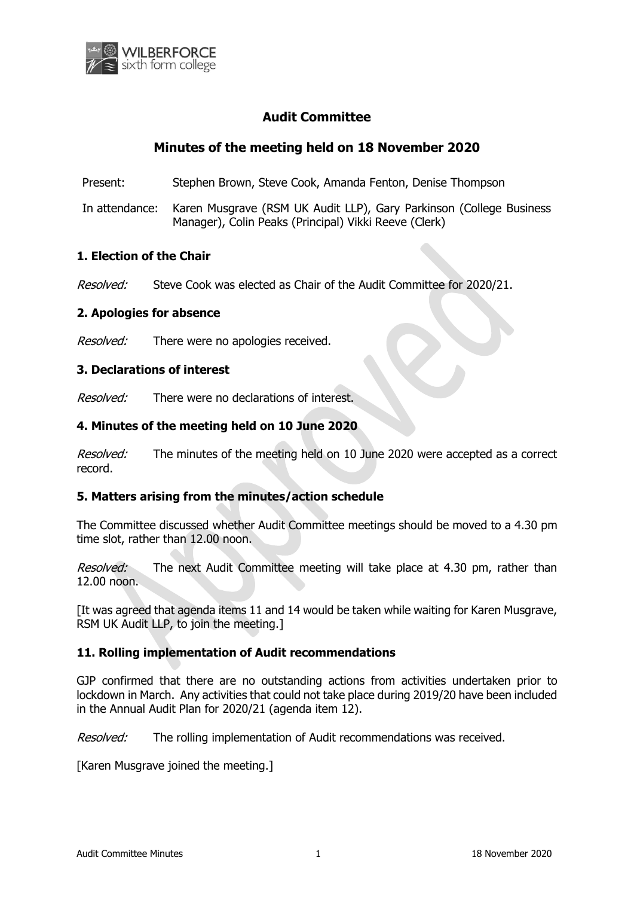# Audit Committee

## Minutes of the meeting held on 18 November 2020

Present: Stephen Brown, Steve Cook, Amanda Fenton, Denise Thompson

In attendance: Karen Musgrave (RSM UK Audit LLP), Gary Parkinson (College Business Manager), Colin Peaks (Principal) Vikki Reeve (Clerk)

### 1. Election of the Chair

*Resolved:* Steve Cook was elected as Chair of the Audit Committee for 2020/21.

### 2. Apologies for absence

*Resolved:* There were no apologies received.

### 3. Declarations of interest

*Resolved:* There were no declarations of interest.

### 4. Minutes of the meeting held on 10 June 2020

*Resolved:* The minutes of the meeting held on 10 June 2020 were accepted as a correct record.

### 5. Matters arising from the minutes/action schedule

The Committee discussed whether Audit Committee meetings should be moved to a 4.30 pm time slot, rather than 12.00 noon.

*Resolved:* The next Audit Committee meeting will take place at 4.30 pm, rather than 12.00 noon.

[It was agreed that agenda items 11 and 14 would be taken while waiting for Karen Musgrave, RSM UK Audit LLP, to join the meeting.]

### 11. Rolling implementation of Audit recommendations

GJP confirmed that there are no outstanding actions from activities undertaken prior to lockdown in March. Any activities that could not take place during 2019/20 have been included in the Annual Audit Plan for 2020/21 (agenda item 12).

*Resolved:* The rolling implementation of Audit recommendations was received.

[Karen Musgrave joined the meeting.]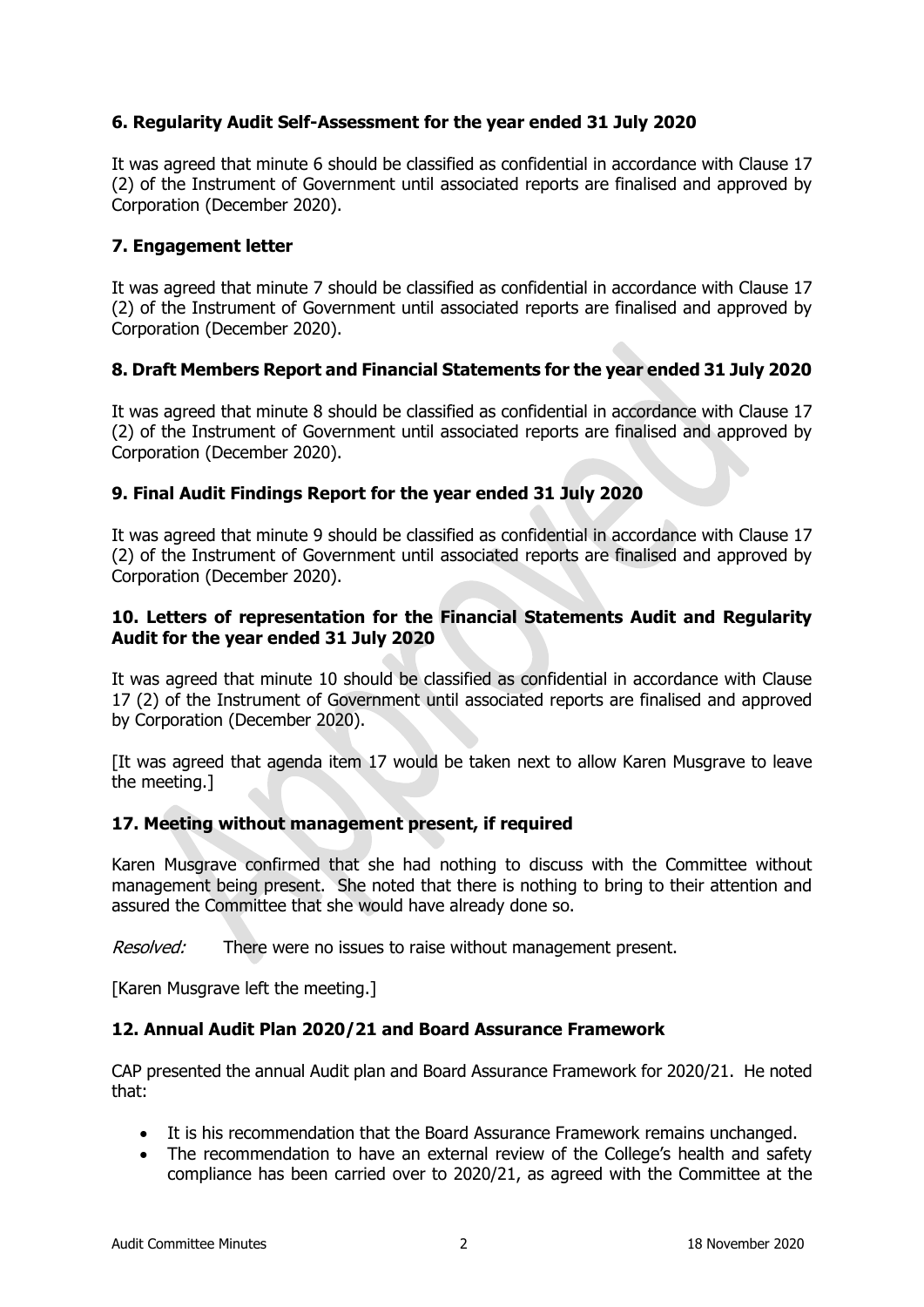### 6. Regularity Audit Self-Assessment for the year ended 31 July 2020

It was agreed that minute 6 should be classified as confidential in accordance with Clause 17 (2) of the Instrument of Government until associated reports are finalised and approved by Corporation (December 2020).

### 7. Engagement letter

It was agreed that minute 7 should be classified as confidential in accordance with Clause 17 (2) of the Instrument of Government until associated reports are finalised and approved by Corporation (December 2020).

### 8. Draft Members Report and Financial Statements for the year ended 31 July 2020

It was agreed that minute 8 should be classified as confidential in accordance with Clause 17 (2) of the Instrument of Government until associated reports are finalised and approved by Corporation (December 2020).

### 9. Final Audit Findings Report for the year ended 31 July 2020

It was agreed that minute 9 should be classified as confidential in accordance with Clause 17 (2) of the Instrument of Government until associated reports are finalised and approved by Corporation (December 2020).

### 10. Letters of representation for the Financial Statements Audit and Regularity Audit for the year ended 31 July 2020

It was agreed that minute 10 should be classified as confidential in accordance with Clause 17 (2) of the Instrument of Government until associated reports are finalised and approved by Corporation (December 2020).

[It was agreed that agenda item 17 would be taken next to allow Karen Musgrave to leave the meeting.]

### 17. Meeting without management present, if required

Karen Musgrave confirmed that she had nothing to discuss with the Committee without management being present. She noted that there is nothing to bring to their attention and assured the Committee that she would have already done so.

*Resolved:* There were no issues to raise without management present.

[Karen Musgrave left the meeting.]

### 12. Annual Audit Plan 2020/21 and Board Assurance Framework

CAP presented the annual Audit plan and Board Assurance Framework for 2020/21. He noted that:

- It is his recommendation that the Board Assurance Framework remains unchanged.
- The recommendation to have an external review of the College's health and safety compliance has been carried over to 2020/21, as agreed with the Committee at the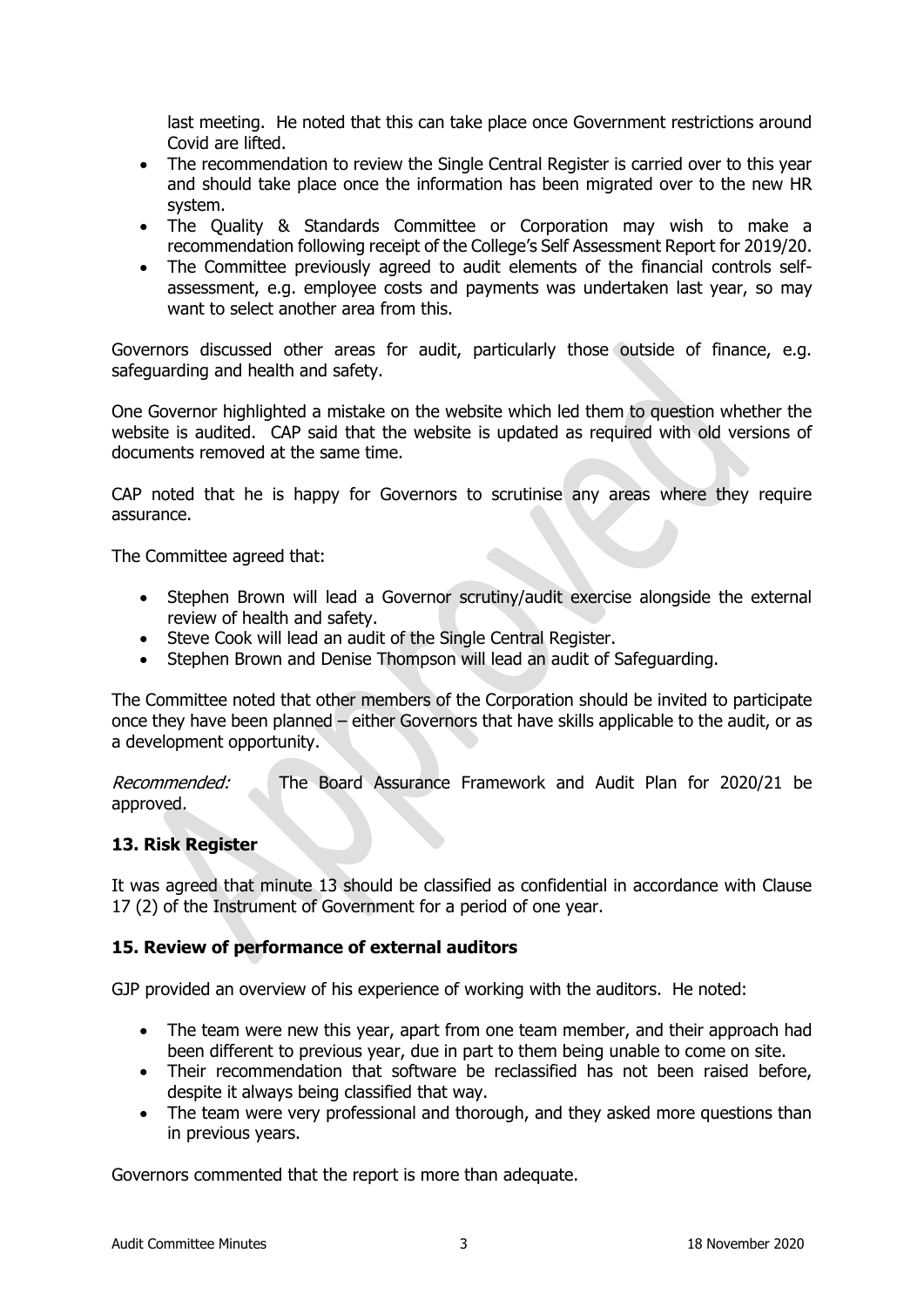last meeting. He noted that this can take place once Government restrictions around Covid are lifted.

- The recommendation to review the Single Central Register is carried over to this year and should take place once the information has been migrated over to the new HR system.
- The Quality & Standards Committee or Corporation may wish to make a recommendation following receipt of the College's Self Assessment Report for 2019/20.
- The Committee previously agreed to audit elements of the financial controls self-assessment, e.g. employee costs and payments was undertaken last year, so may want to select another area from this.

Governors discussed other areas for audit, particularly those outside of finance, e.g. safeguarding and health and safety.

One Governor highlighted a mistake on the website which led them to question whether the website is audited. CAP said that the website is updated as required with old versions of documents removed at the same time.

CAP noted that he is happy for Governors to scrutinise any areas where they require assurance.

The Committee agreed that:

- Stephen Brown will lead a Governor scrutiny/audit exercise alongside the external review of health and safety.
- Steve Cook will lead an audit of the Single Central Register.
- Stephen Brown and Denise Thompson will lead an audit of Safeguarding.

The Committee noted that other members of the Corporation should be invited to participate once they have been planned – either Governors that have skills applicable to the audit, or as a development opportunity.

*Recommended:* The Board Assurance Framework and Audit Plan for 2020/21 be approved.

### 13. Risk Register

It was agreed that minute 13 should be classified as confidential in accordance with Clause 17 (2) of the Instrument of Government for a period of one year.

### 15. Review of performance of external auditors

GJP provided an overview of his experience of working with the auditors. He noted:

- The team were new this year, apart from one team member, and their approach had been different to previous year, due in part to them being unable to come on site.
- Their recommendation that software be reclassified has not been raised before, despite it always being classified that way.
- The team were very professional and thorough, and they asked more questions than in previous years.

Governors commented that the report is more than adequate.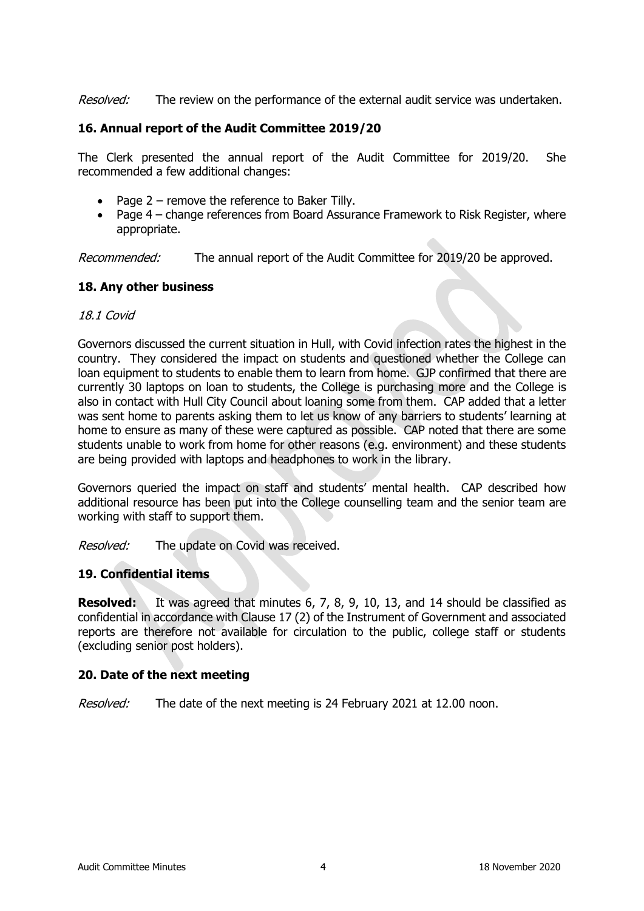*Resolved:* The review on the performance of the external audit service was undertaken.

### 16. Annual report of the Audit Committee 2019/20

The Clerk presented the annual report of the Audit Committee for 2019/20. She recommended a few additional changes:

- Page 2 – remove the reference to Baker Tilly.
- Page 4 – change references from Board Assurance Framework to Risk Register, where appropriate.

*Recommended:* The annual report of the Audit Committee for 2019/20 be approved.

### 18. Any other business

*18.1 Covid*

Governors discussed the current situation in Hull, with Covid infection rates the highest in the country. They considered the impact on students and questioned whether the College can loan equipment to students to enable them to learn from home. GJP confirmed that there are currently 30 laptops on loan to students, the College is purchasing more and the College is also in contact with Hull City Council about loaning some from them. CAP added that a letter was sent home to parents asking them to let us know of any barriers to students' learning at home to ensure as many of these were captured as possible. CAP noted that there are some students unable to work from home for other reasons (e.g. environment) and these students are being provided with laptops and headphones to work in the library.

Governors queried the impact on staff and students' mental health. CAP described how additional resource has been put into the College counselling team and the senior team are working with staff to support them.

*Resolved:* The update on Covid was received.

### 19. Confidential items

**Resolved:** It was agreed that minutes 6, 7, 8, 9, 10, 13, and 14 should be classified as confidential in accordance with Clause 17 (2) of the Instrument of Government and associated reports are therefore not available for circulation to the public, college staff or students (excluding senior post holders).

### 20. Date of the next meeting

*Resolved:* The date of the next meeting is 24 February 2021 at 12.00 noon.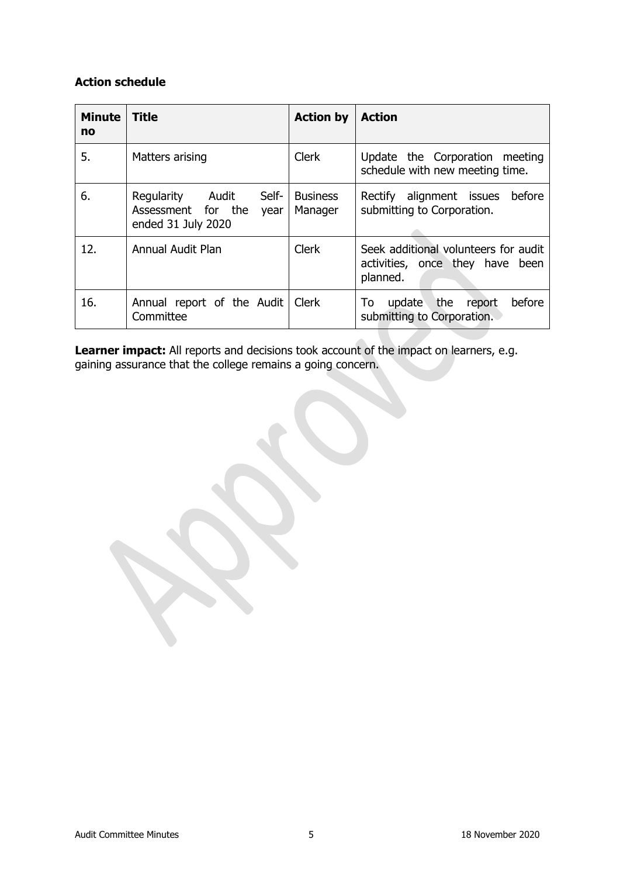**Action schedule**

| Minute no | Title | Action by | Action |
|---|---|---|---|
| 5. | Matters arising | Clerk | Update the Corporation meeting schedule with new meeting time. |
| 6. | Regularity Audit Self-Assessment for the year ended 31 July 2020 | Business Manager | Rectify alignment issues before submitting to Corporation. |
| 12. | Annual Audit Plan | Clerk | Seek additional volunteers for audit activities, once they have been planned. |
| 16. | Annual report of the Audit Committee | Clerk | To update the report before submitting to Corporation. |

**Learner impact:** All reports and decisions took account of the impact on learners, e.g. gaining assurance that the college remains a going concern.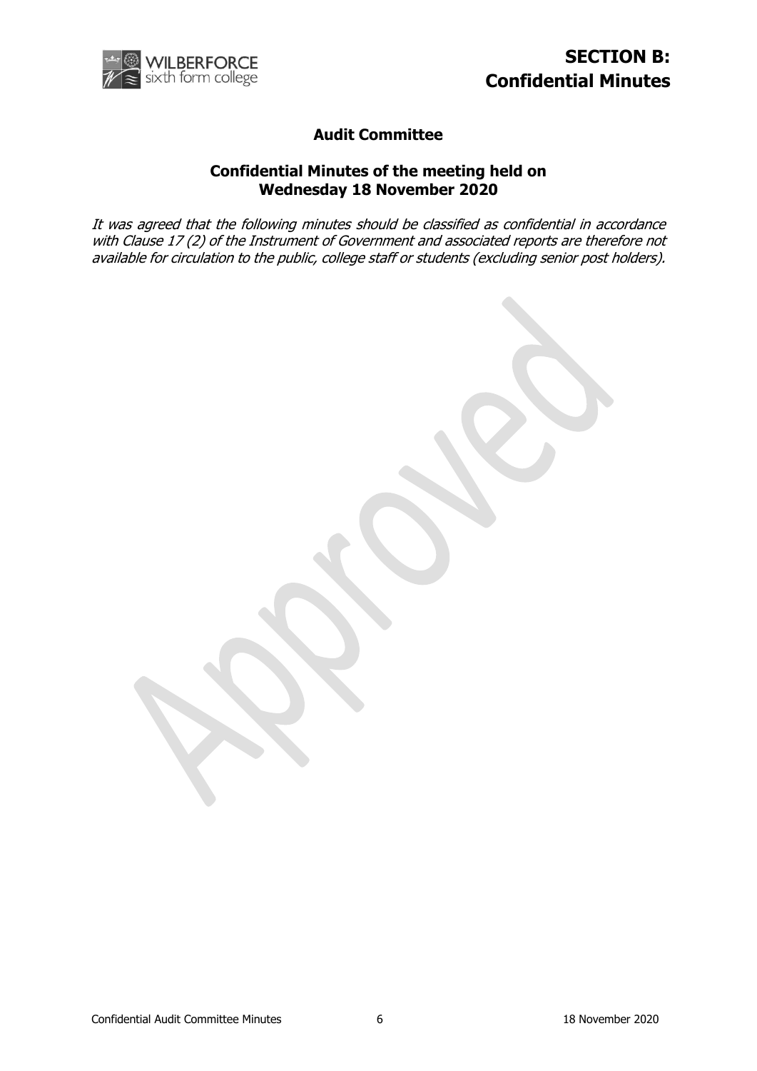# SECTION B: Confidential Minutes

## Audit Committee

### Confidential Minutes of the meeting held on Wednesday 18 November 2020

*It was agreed that the following minutes should be classified as confidential in accordance with Clause 17 (2) of the Instrument of Government and associated reports are therefore not available for circulation to the public, college staff or students (excluding senior post holders).*